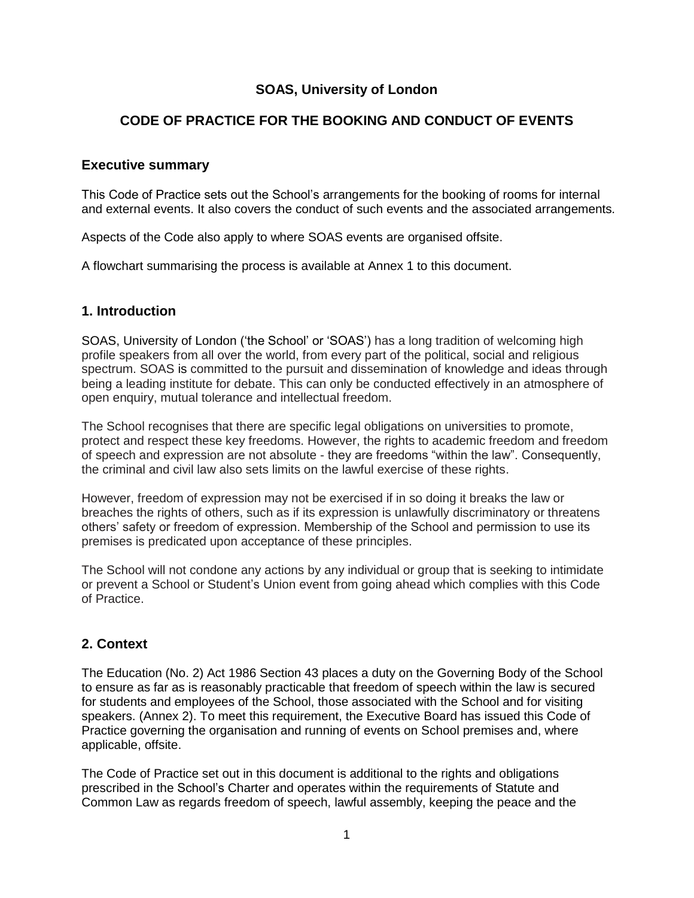**SOAS, University of London**

**CODE OF PRACTICE FOR THE BOOKING AND CONDUCT OF EVENTS**

## Executive summary

This Code of Practice sets out the School's arrangements for the booking of rooms for internal and external events. It also covers the conduct of such events and the associated arrangements.

Aspects of the Code also apply to where SOAS events are organised offsite.

A flowchart summarising the process is available at Annex 1 to this document.

## 1. Introduction

SOAS, University of London ('the School' or 'SOAS') has a long tradition of welcoming high profile speakers from all over the world, from every part of the political, social and religious spectrum. SOAS is committed to the pursuit and dissemination of knowledge and ideas through being a leading institute for debate. This can only be conducted effectively in an atmosphere of open enquiry, mutual tolerance and intellectual freedom.

The School recognises that there are specific legal obligations on universities to promote, protect and respect these key freedoms. However, the rights to academic freedom and freedom of speech and expression are not absolute - they are freedoms "within the law". Consequently, the criminal and civil law also sets limits on the lawful exercise of these rights.

However, freedom of expression may not be exercised if in so doing it breaks the law or breaches the rights of others, such as if its expression is unlawfully discriminatory or threatens others' safety or freedom of expression. Membership of the School and permission to use its premises is predicated upon acceptance of these principles.

The School will not condone any actions by any individual or group that is seeking to intimidate or prevent a School or Student's Union event from going ahead which complies with this Code of Practice.

## 2. Context

The Education (No. 2) Act 1986 Section 43 places a duty on the Governing Body of the School to ensure as far as is reasonably practicable that freedom of speech within the law is secured for students and employees of the School, those associated with the School and for visiting speakers. (Annex 2). To meet this requirement, the Executive Board has issued this Code of Practice governing the organisation and running of events on School premises and, where applicable, offsite.

The Code of Practice set out in this document is additional to the rights and obligations prescribed in the School's Charter and operates within the requirements of Statute and Common Law as regards freedom of speech, lawful assembly, keeping the peace and the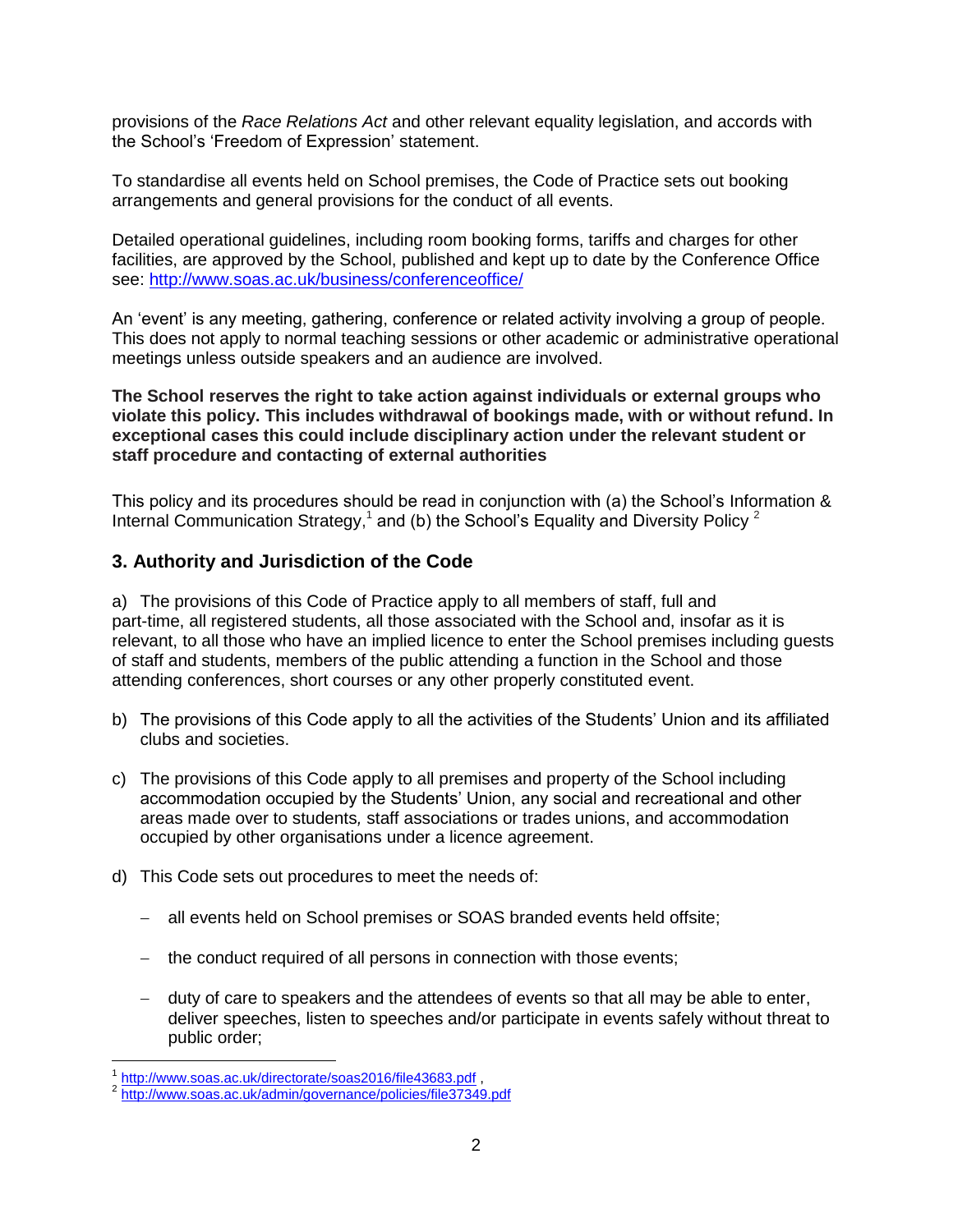provisions of the *Race Relations Act* and other relevant equality legislation, and accords with the School's 'Freedom of Expression' statement.

To standardise all events held on School premises, the Code of Practice sets out booking arrangements and general provisions for the conduct of all events.

Detailed operational guidelines, including room booking forms, tariffs and charges for other facilities, are approved by the School, published and kept up to date by the Conference Office see: http://www.soas.ac.uk/business/conferenceoffice/

An 'event' is any meeting, gathering, conference or related activity involving a group of people. This does not apply to normal teaching sessions or other academic or administrative operational meetings unless outside speakers and an audience are involved.

**The School reserves the right to take action against individuals or external groups who violate this policy. This includes withdrawal of bookings made, with or without refund. In exceptional cases this could include disciplinary action under the relevant student or staff procedure and contacting of external authorities**

This policy and its procedures should be read in conjunction with (a) the School's Information & Internal Communication Strategy,[1] and (b) the School's Equality and Diversity Policy [2]

## 3. Authority and Jurisdiction of the Code

a) The provisions of this Code of Practice apply to all members of staff, full and part-time, all registered students, all those associated with the School and, insofar as it is relevant, to all those who have an implied licence to enter the School premises including guests of staff and students, members of the public attending a function in the School and those attending conferences, short courses or any other properly constituted event.

b) The provisions of this Code apply to all the activities of the Students' Union and its affiliated clubs and societies.

c) The provisions of this Code apply to all premises and property of the School including accommodation occupied by the Students' Union, any social and recreational and other areas made over to students, staff associations or trades unions, and accommodation occupied by other organisations under a licence agreement.

d) This Code sets out procedures to meet the needs of:

- all events held on School premises or SOAS branded events held offsite;
- the conduct required of all persons in connection with those events;
- duty of care to speakers and the attendees of events so that all may be able to enter, deliver speeches, listen to speeches and/or participate in events safely without threat to public order;

---

[1] http://www.soas.ac.uk/directorate/soas2016/file43683.pdf ,

[2] http://www.soas.ac.uk/admin/governance/policies/file37349.pdf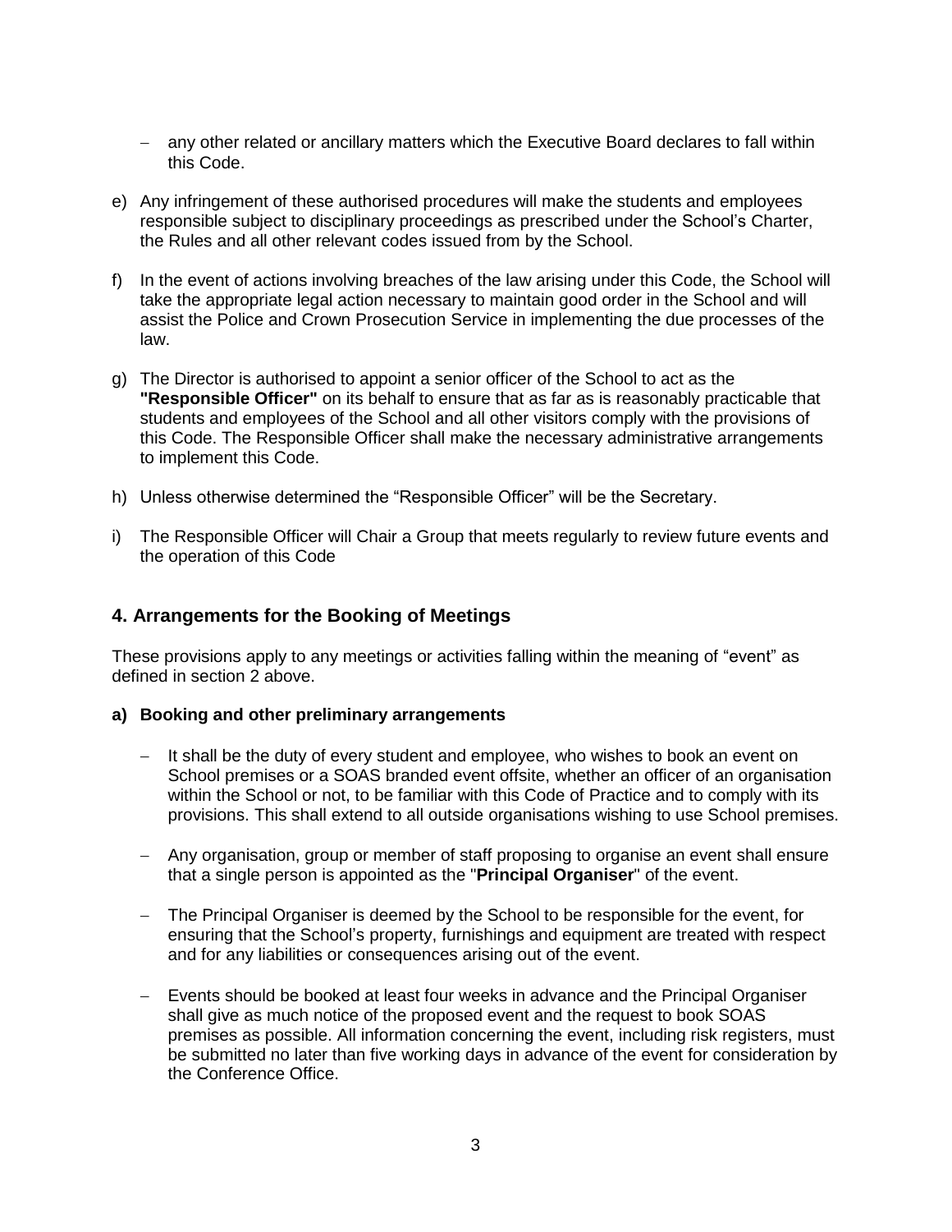- any other related or ancillary matters which the Executive Board declares to fall within this Code.

e) Any infringement of these authorised procedures will make the students and employees responsible subject to disciplinary proceedings as prescribed under the School's Charter, the Rules and all other relevant codes issued from by the School.

f) In the event of actions involving breaches of the law arising under this Code, the School will take the appropriate legal action necessary to maintain good order in the School and will assist the Police and Crown Prosecution Service in implementing the due processes of the law.

g) The Director is authorised to appoint a senior officer of the School to act as the **"Responsible Officer"** on its behalf to ensure that as far as is reasonably practicable that students and employees of the School and all other visitors comply with the provisions of this Code. The Responsible Officer shall make the necessary administrative arrangements to implement this Code.

h) Unless otherwise determined the "Responsible Officer" will be the Secretary.

i) The Responsible Officer will Chair a Group that meets regularly to review future events and the operation of this Code

## 4. Arrangements for the Booking of Meetings

These provisions apply to any meetings or activities falling within the meaning of "event" as defined in section 2 above.

**a) Booking and other preliminary arrangements**

- It shall be the duty of every student and employee, who wishes to book an event on School premises or a SOAS branded event offsite, whether an officer of an organisation within the School or not, to be familiar with this Code of Practice and to comply with its provisions. This shall extend to all outside organisations wishing to use School premises.
- Any organisation, group or member of staff proposing to organise an event shall ensure that a single person is appointed as the "**Principal Organiser**" of the event.
- The Principal Organiser is deemed by the School to be responsible for the event, for ensuring that the School's property, furnishings and equipment are treated with respect and for any liabilities or consequences arising out of the event.
- Events should be booked at least four weeks in advance and the Principal Organiser shall give as much notice of the proposed event and the request to book SOAS premises as possible. All information concerning the event, including risk registers, must be submitted no later than five working days in advance of the event for consideration by the Conference Office.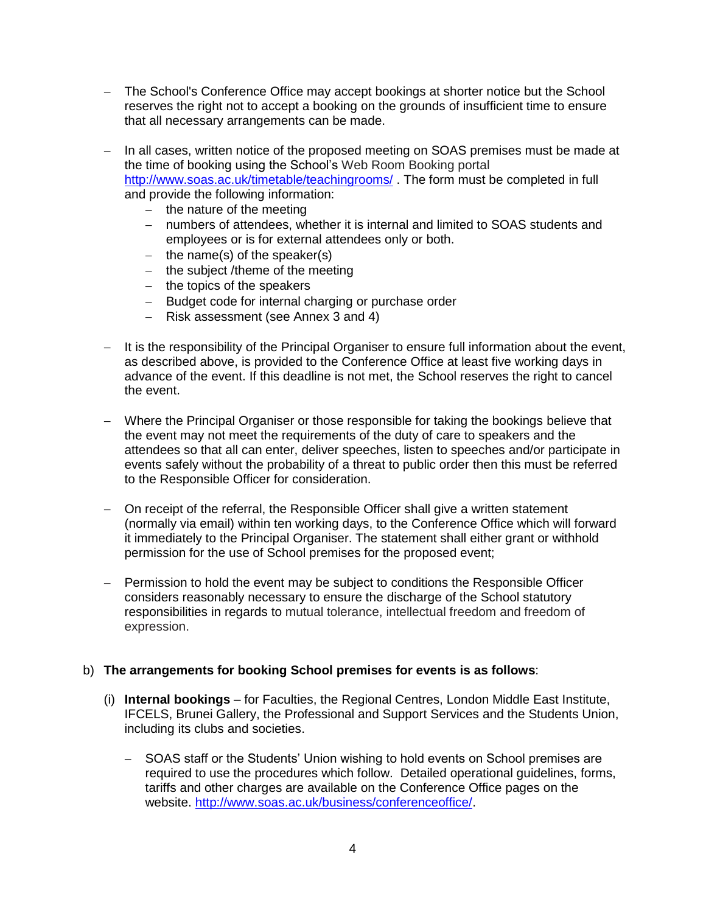- The School's Conference Office may accept bookings at shorter notice but the School reserves the right not to accept a booking on the grounds of insufficient time to ensure that all necessary arrangements can be made.

- In all cases, written notice of the proposed meeting on SOAS premises must be made at the time of booking using the School's Web Room Booking portal http://www.soas.ac.uk/timetable/teachingrooms/ . The form must be completed in full and provide the following information:
  - the nature of the meeting
  - numbers of attendees, whether it is internal and limited to SOAS students and employees or is for external attendees only or both.
  - the name(s) of the speaker(s)
  - the subject /theme of the meeting
  - the topics of the speakers
  - Budget code for internal charging or purchase order
  - Risk assessment (see Annex 3 and 4)

- It is the responsibility of the Principal Organiser to ensure full information about the event, as described above, is provided to the Conference Office at least five working days in advance of the event. If this deadline is not met, the School reserves the right to cancel the event.

- Where the Principal Organiser or those responsible for taking the bookings believe that the event may not meet the requirements of the duty of care to speakers and the attendees so that all can enter, deliver speeches, listen to speeches and/or participate in events safely without the probability of a threat to public order then this must be referred to the Responsible Officer for consideration.

- On receipt of the referral, the Responsible Officer shall give a written statement (normally via email) within ten working days, to the Conference Office which will forward it immediately to the Principal Organiser. The statement shall either grant or withhold permission for the use of School premises for the proposed event;

- Permission to hold the event may be subject to conditions the Responsible Officer considers reasonably necessary to ensure the discharge of the School statutory responsibilities in regards to mutual tolerance, intellectual freedom and freedom of expression.

b) **The arrangements for booking School premises for events is as follows**:

   (i) **Internal bookings** – for Faculties, the Regional Centres, London Middle East Institute, IFCELS, Brunei Gallery, the Professional and Support Services and the Students Union, including its clubs and societies.

   - SOAS staff or the Students' Union wishing to hold events on School premises are required to use the procedures which follow. Detailed operational guidelines, forms, tariffs and other charges are available on the Conference Office pages on the website. http://www.soas.ac.uk/business/conferenceoffice/.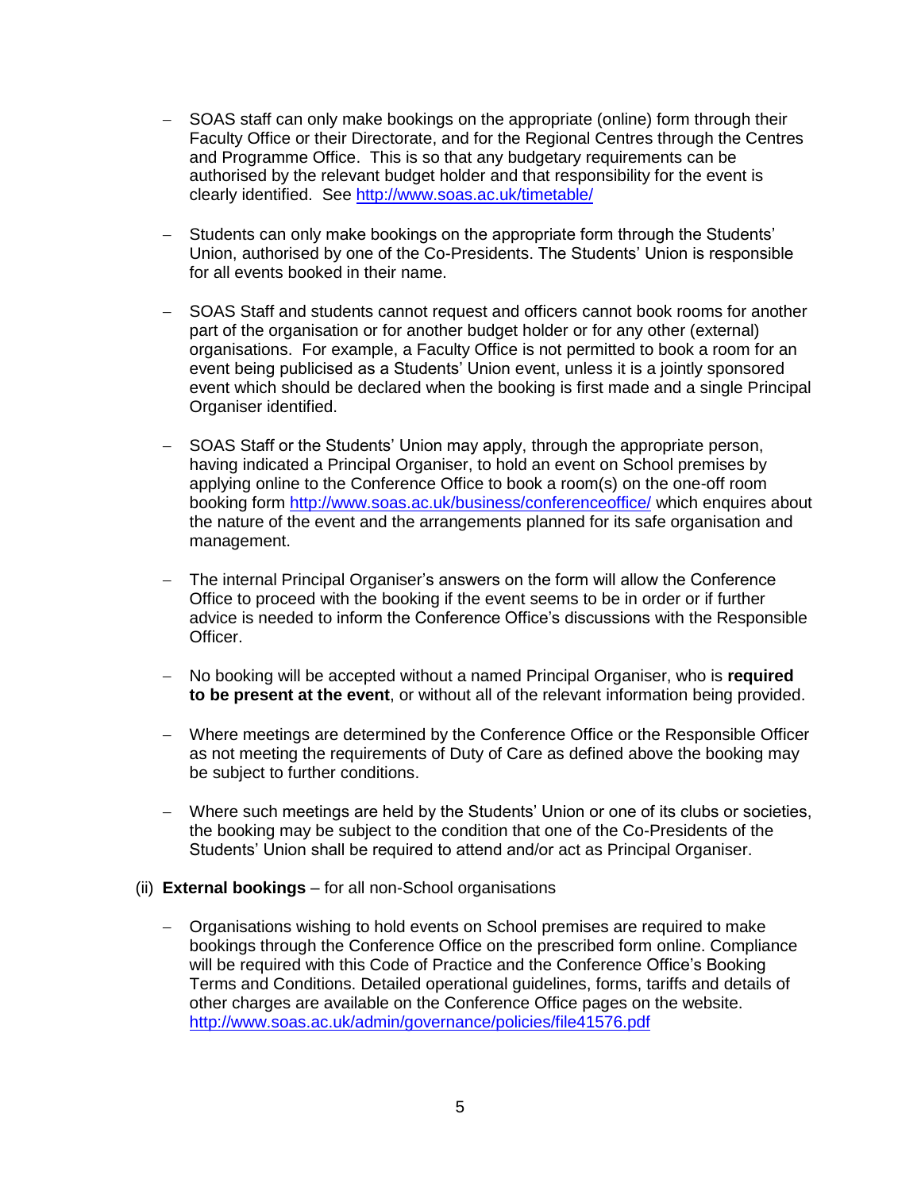- SOAS staff can only make bookings on the appropriate (online) form through their Faculty Office or their Directorate, and for the Regional Centres through the Centres and Programme Office. This is so that any budgetary requirements can be authorised by the relevant budget holder and that responsibility for the event is clearly identified. See [http://www.soas.ac.uk/timetable/](http://www.soas.ac.uk/timetable/)

- Students can only make bookings on the appropriate form through the Students' Union, authorised by one of the Co-Presidents. The Students' Union is responsible for all events booked in their name.

- SOAS Staff and students cannot request and officers cannot book rooms for another part of the organisation or for another budget holder or for any other (external) organisations. For example, a Faculty Office is not permitted to book a room for an event being publicised as a Students' Union event, unless it is a jointly sponsored event which should be declared when the booking is first made and a single Principal Organiser identified.

- SOAS Staff or the Students' Union may apply, through the appropriate person, having indicated a Principal Organiser, to hold an event on School premises by applying online to the Conference Office to book a room(s) on the one-off room booking form [http://www.soas.ac.uk/business/conferenceoffice/](http://www.soas.ac.uk/business/conferenceoffice/) which enquires about the nature of the event and the arrangements planned for its safe organisation and management.

- The internal Principal Organiser's answers on the form will allow the Conference Office to proceed with the booking if the event seems to be in order or if further advice is needed to inform the Conference Office's discussions with the Responsible Officer.

- No booking will be accepted without a named Principal Organiser, who is **required to be present at the event**, or without all of the relevant information being provided.

- Where meetings are determined by the Conference Office or the Responsible Officer as not meeting the requirements of Duty of Care as defined above the booking may be subject to further conditions.

- Where such meetings are held by the Students' Union or one of its clubs or societies, the booking may be subject to the condition that one of the Co-Presidents of the Students' Union shall be required to attend and/or act as Principal Organiser.

(ii) **External bookings** – for all non-School organisations

- Organisations wishing to hold events on School premises are required to make bookings through the Conference Office on the prescribed form online. Compliance will be required with this Code of Practice and the Conference Office's Booking Terms and Conditions. Detailed operational guidelines, forms, tariffs and details of other charges are available on the Conference Office pages on the website. [http://www.soas.ac.uk/admin/governance/policies/file41576.pdf](http://www.soas.ac.uk/admin/governance/policies/file41576.pdf)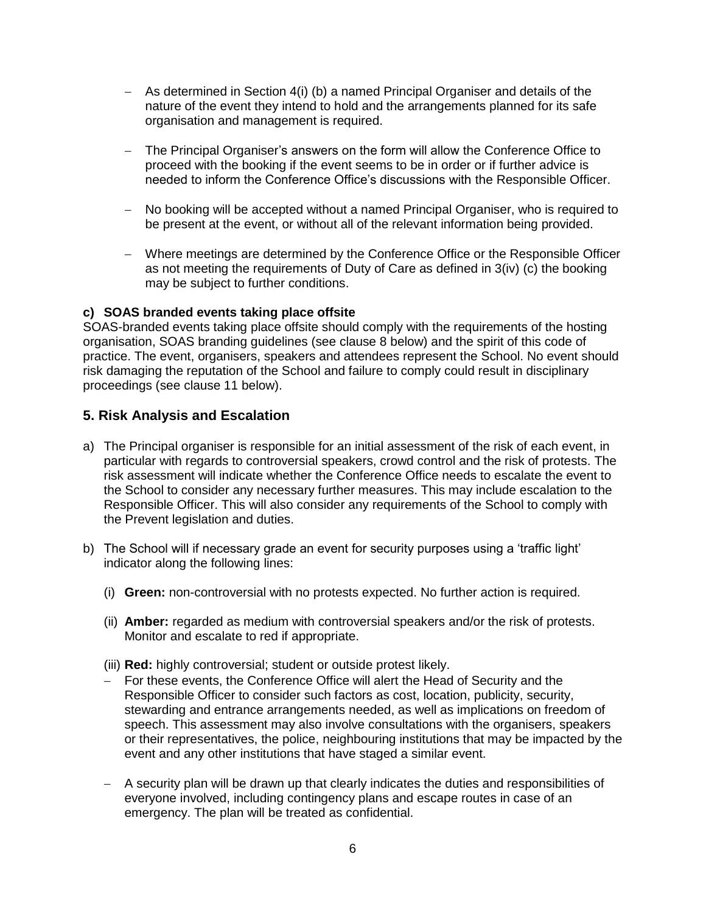- As determined in Section 4(i) (b) a named Principal Organiser and details of the nature of the event they intend to hold and the arrangements planned for its safe organisation and management is required.
- The Principal Organiser's answers on the form will allow the Conference Office to proceed with the booking if the event seems to be in order or if further advice is needed to inform the Conference Office's discussions with the Responsible Officer.
- No booking will be accepted without a named Principal Organiser, who is required to be present at the event, or without all of the relevant information being provided.
- Where meetings are determined by the Conference Office or the Responsible Officer as not meeting the requirements of Duty of Care as defined in 3(iv) (c) the booking may be subject to further conditions.

**c) SOAS branded events taking place offsite**

SOAS-branded events taking place offsite should comply with the requirements of the hosting organisation, SOAS branding guidelines (see clause 8 below) and the spirit of this code of practice. The event, organisers, speakers and attendees represent the School. No event should risk damaging the reputation of the School and failure to comply could result in disciplinary proceedings (see clause 11 below).

## 5. Risk Analysis and Escalation

a) The Principal organiser is responsible for an initial assessment of the risk of each event, in particular with regards to controversial speakers, crowd control and the risk of protests. The risk assessment will indicate whether the Conference Office needs to escalate the event to the School to consider any necessary further measures. This may include escalation to the Responsible Officer. This will also consider any requirements of the School to comply with the Prevent legislation and duties.

b) The School will if necessary grade an event for security purposes using a 'traffic light' indicator along the following lines:

   (i) **Green:** non-controversial with no protests expected. No further action is required.

   (ii) **Amber:** regarded as medium with controversial speakers and/or the risk of protests. Monitor and escalate to red if appropriate.

   (iii) **Red:** highly controversial; student or outside protest likely.

   - For these events, the Conference Office will alert the Head of Security and the Responsible Officer to consider such factors as cost, location, publicity, security, stewarding and entrance arrangements needed, as well as implications on freedom of speech. This assessment may also involve consultations with the organisers, speakers or their representatives, the police, neighbouring institutions that may be impacted by the event and any other institutions that have staged a similar event.
   - A security plan will be drawn up that clearly indicates the duties and responsibilities of everyone involved, including contingency plans and escape routes in case of an emergency. The plan will be treated as confidential.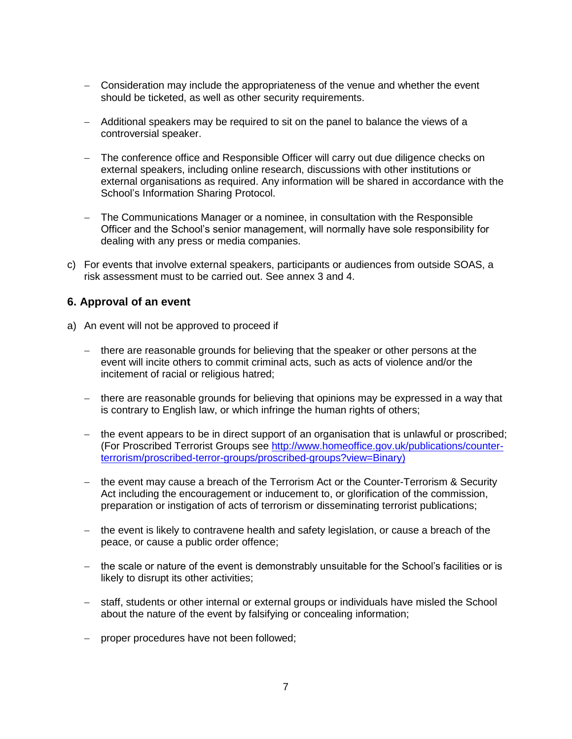- Consideration may include the appropriateness of the venue and whether the event should be ticketed, as well as other security requirements.

- Additional speakers may be required to sit on the panel to balance the views of a controversial speaker.

- The conference office and Responsible Officer will carry out due diligence checks on external speakers, including online research, discussions with other institutions or external organisations as required. Any information will be shared in accordance with the School's Information Sharing Protocol.

- The Communications Manager or a nominee, in consultation with the Responsible Officer and the School's senior management, will normally have sole responsibility for dealing with any press or media companies.

c) For events that involve external speakers, participants or audiences from outside SOAS, a risk assessment must to be carried out. See annex 3 and 4.

## 6. Approval of an event

a) An event will not be approved to proceed if

- there are reasonable grounds for believing that the speaker or other persons at the event will incite others to commit criminal acts, such as acts of violence and/or the incitement of racial or religious hatred;

- there are reasonable grounds for believing that opinions may be expressed in a way that is contrary to English law, or which infringe the human rights of others;

- the event appears to be in direct support of an organisation that is unlawful or proscribed; (For Proscribed Terrorist Groups see [http://www.homeoffice.gov.uk/publications/counter-terrorism/proscribed-terror-groups/proscribed-groups?view=Binary)](http://www.homeoffice.gov.uk/publications/counter-terrorism/proscribed-terror-groups/proscribed-groups?view=Binary)

- the event may cause a breach of the Terrorism Act or the Counter-Terrorism & Security Act including the encouragement or inducement to, or glorification of the commission, preparation or instigation of acts of terrorism or disseminating terrorist publications;

- the event is likely to contravene health and safety legislation, or cause a breach of the peace, or cause a public order offence;

- the scale or nature of the event is demonstrably unsuitable for the School's facilities or is likely to disrupt its other activities;

- staff, students or other internal or external groups or individuals have misled the School about the nature of the event by falsifying or concealing information;

- proper procedures have not been followed;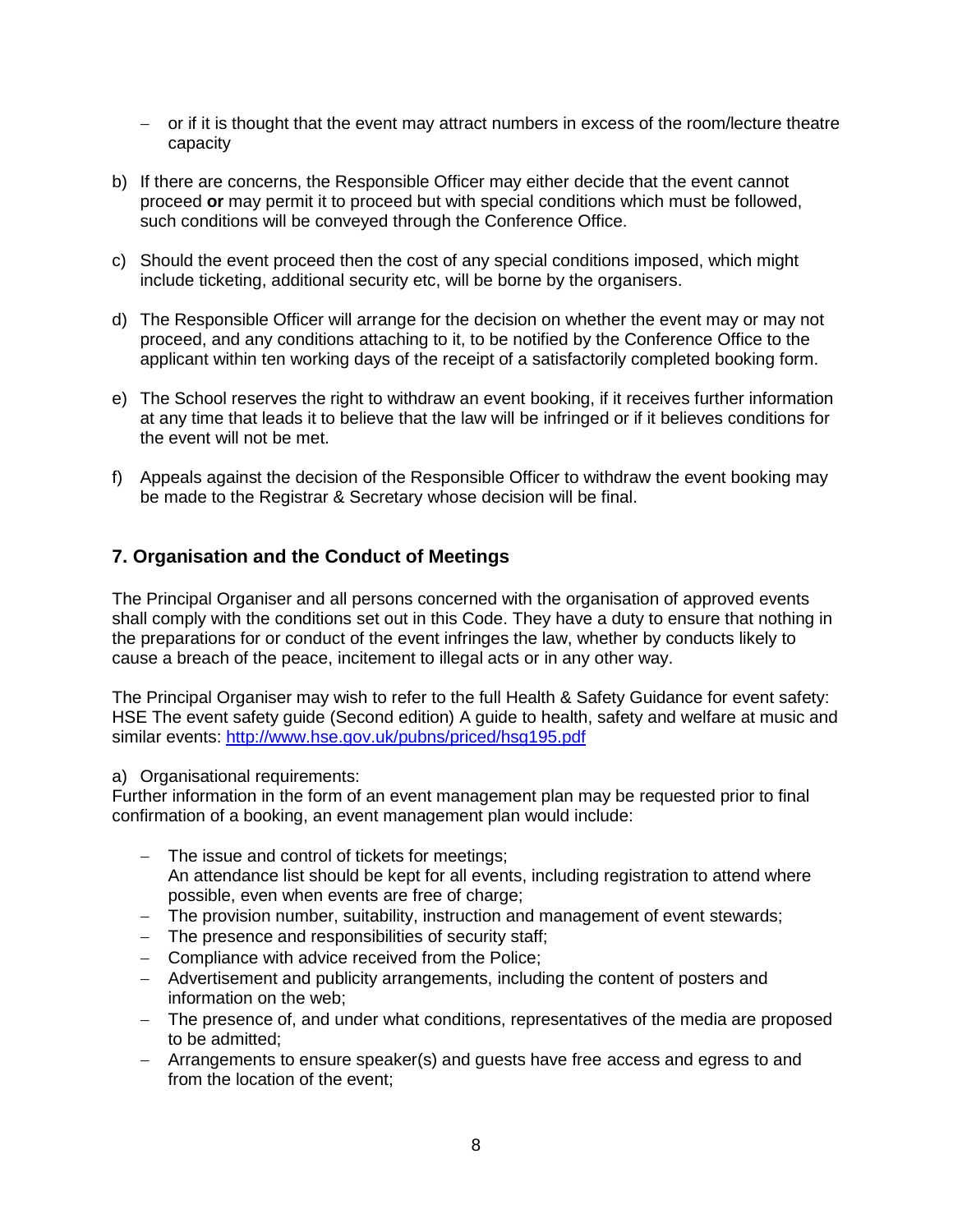- or if it is thought that the event may attract numbers in excess of the room/lecture theatre capacity

b) If there are concerns, the Responsible Officer may either decide that the event cannot proceed **or** may permit it to proceed but with special conditions which must be followed, such conditions will be conveyed through the Conference Office.

c) Should the event proceed then the cost of any special conditions imposed, which might include ticketing, additional security etc, will be borne by the organisers.

d) The Responsible Officer will arrange for the decision on whether the event may or may not proceed, and any conditions attaching to it, to be notified by the Conference Office to the applicant within ten working days of the receipt of a satisfactorily completed booking form.

e) The School reserves the right to withdraw an event booking, if it receives further information at any time that leads it to believe that the law will be infringed or if it believes conditions for the event will not be met.

f) Appeals against the decision of the Responsible Officer to withdraw the event booking may be made to the Registrar & Secretary whose decision will be final.

## 7. Organisation and the Conduct of Meetings

The Principal Organiser and all persons concerned with the organisation of approved events shall comply with the conditions set out in this Code. They have a duty to ensure that nothing in the preparations for or conduct of the event infringes the law, whether by conducts likely to cause a breach of the peace, incitement to illegal acts or in any other way.

The Principal Organiser may wish to refer to the full Health & Safety Guidance for event safety: HSE The event safety guide (Second edition) A guide to health, safety and welfare at music and similar events: [http://www.hse.gov.uk/pubns/priced/hsg195.pdf](http://www.hse.gov.uk/pubns/priced/hsg195.pdf)

a) Organisational requirements:
Further information in the form of an event management plan may be requested prior to final confirmation of a booking, an event management plan would include:

- The issue and control of tickets for meetings;
  An attendance list should be kept for all events, including registration to attend where possible, even when events are free of charge;
- The provision number, suitability, instruction and management of event stewards;
- The presence and responsibilities of security staff;
- Compliance with advice received from the Police;
- Advertisement and publicity arrangements, including the content of posters and information on the web;
- The presence of, and under what conditions, representatives of the media are proposed to be admitted;
- Arrangements to ensure speaker(s) and guests have free access and egress to and from the location of the event;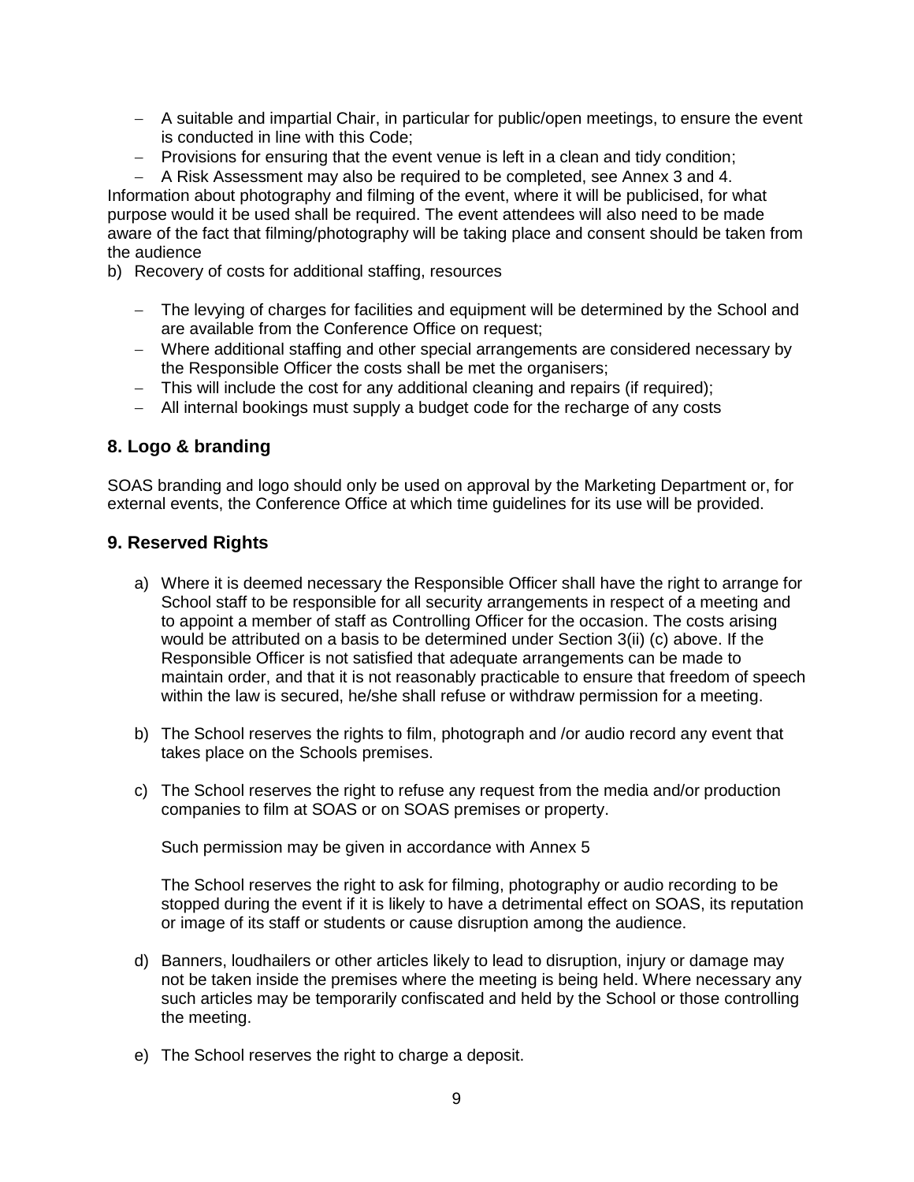- A suitable and impartial Chair, in particular for public/open meetings, to ensure the event is conducted in line with this Code;
- Provisions for ensuring that the event venue is left in a clean and tidy condition;
- A Risk Assessment may also be required to be completed, see Annex 3 and 4.

Information about photography and filming of the event, where it will be publicised, for what purpose would it be used shall be required. The event attendees will also need to be made aware of the fact that filming/photography will be taking place and consent should be taken from the audience

b) Recovery of costs for additional staffing, resources

- The levying of charges for facilities and equipment will be determined by the School and are available from the Conference Office on request;
- Where additional staffing and other special arrangements are considered necessary by the Responsible Officer the costs shall be met the organisers;
- This will include the cost for any additional cleaning and repairs (if required);
- All internal bookings must supply a budget code for the recharge of any costs

## 8. Logo & branding

SOAS branding and logo should only be used on approval by the Marketing Department or, for external events, the Conference Office at which time guidelines for its use will be provided.

## 9. Reserved Rights

a) Where it is deemed necessary the Responsible Officer shall have the right to arrange for School staff to be responsible for all security arrangements in respect of a meeting and to appoint a member of staff as Controlling Officer for the occasion. The costs arising would be attributed on a basis to be determined under Section 3(ii) (c) above. If the Responsible Officer is not satisfied that adequate arrangements can be made to maintain order, and that it is not reasonably practicable to ensure that freedom of speech within the law is secured, he/she shall refuse or withdraw permission for a meeting.

b) The School reserves the rights to film, photograph and /or audio record any event that takes place on the Schools premises.

c) The School reserves the right to refuse any request from the media and/or production companies to film at SOAS or on SOAS premises or property.

   Such permission may be given in accordance with Annex 5

   The School reserves the right to ask for filming, photography or audio recording to be stopped during the event if it is likely to have a detrimental effect on SOAS, its reputation or image of its staff or students or cause disruption among the audience.

d) Banners, loudhailers or other articles likely to lead to disruption, injury or damage may not be taken inside the premises where the meeting is being held. Where necessary any such articles may be temporarily confiscated and held by the School or those controlling the meeting.

e) The School reserves the right to charge a deposit.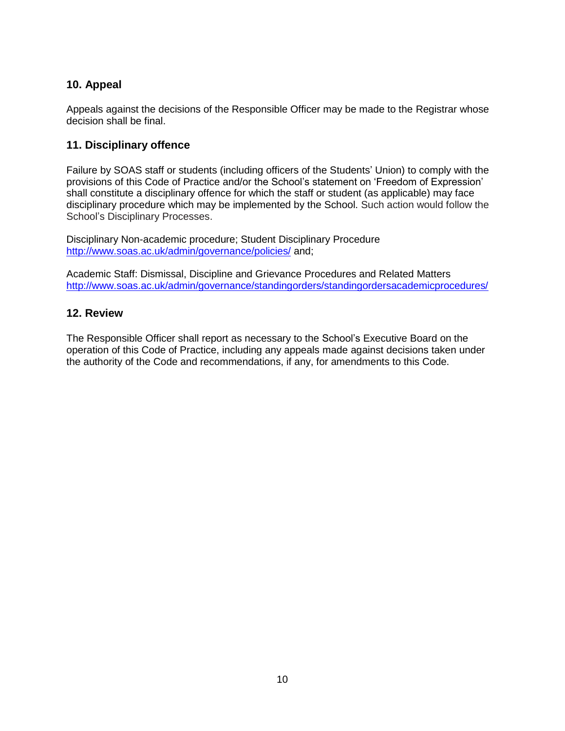## 10. Appeal

Appeals against the decisions of the Responsible Officer may be made to the Registrar whose decision shall be final.

## 11. Disciplinary offence

Failure by SOAS staff or students (including officers of the Students' Union) to comply with the provisions of this Code of Practice and/or the School's statement on 'Freedom of Expression' shall constitute a disciplinary offence for which the staff or student (as applicable) may face disciplinary procedure which may be implemented by the School. Such action would follow the School's Disciplinary Processes.

Disciplinary Non-academic procedure; Student Disciplinary Procedure
http://www.soas.ac.uk/admin/governance/policies/ and;

Academic Staff: Dismissal, Discipline and Grievance Procedures and Related Matters
http://www.soas.ac.uk/admin/governance/standingorders/standingordersacademicprocedures/

## 12. Review

The Responsible Officer shall report as necessary to the School's Executive Board on the operation of this Code of Practice, including any appeals made against decisions taken under the authority of the Code and recommendations, if any, for amendments to this Code.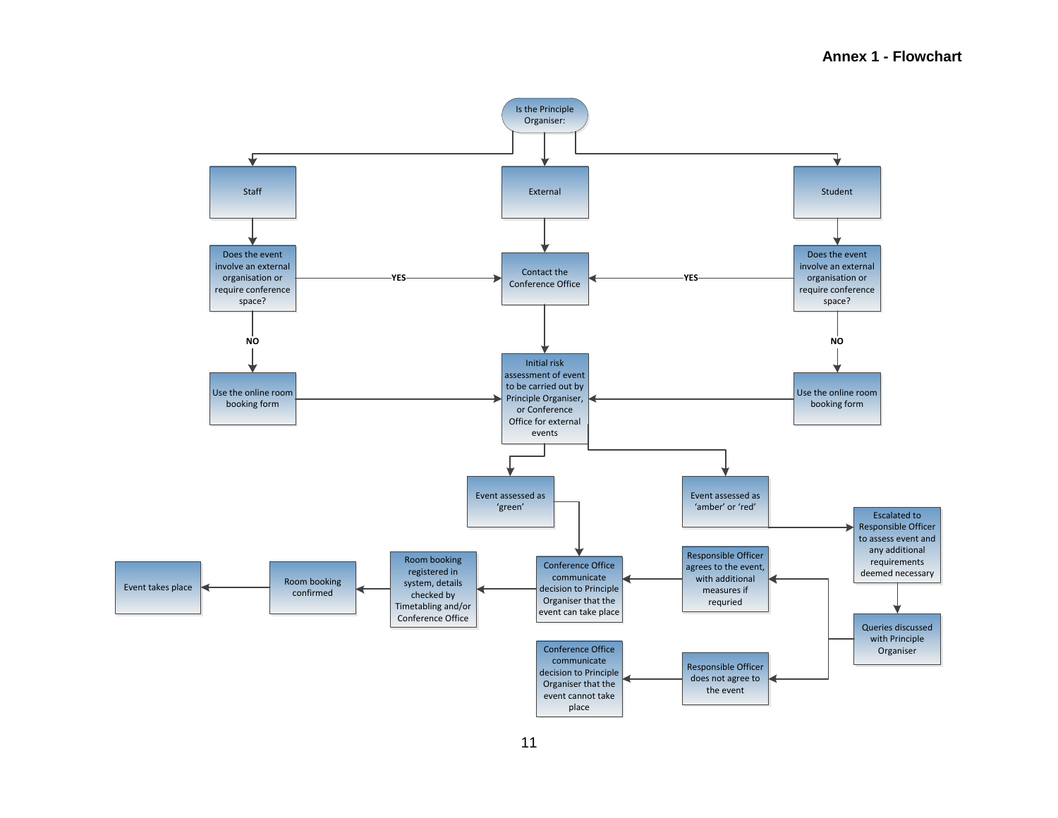# Annex 1 - Flowchart

**Is the Principle Organiser:**

- **Staff**
  - Does the event involve an external organisation or require conference space?
    - YES → Contact the Conference Office
    - NO → Use the online room booking form → Initial risk assessment of event to be carried out by Principle Organiser, or Conference Office for external events
- **External**
  - Contact the Conference Office → Initial risk assessment of event to be carried out by Principle Organiser, or Conference Office for external events
- **Student**
  - Does the event involve an external organisation or require conference space?
    - YES → Contact the Conference Office
    - NO → Use the online room booking form → Initial risk assessment of event to be carried out by Principle Organiser, or Conference Office for external events

**Initial risk assessment of event to be carried out by Principle Organiser, or Conference Office for external events**

- Event assessed as 'green' → Conference Office communicate decision to Principle Organiser that the event can take place → Room booking registered in system, details checked by Timetabling and/or Conference Office → Room booking confirmed → Event takes place
- Event assessed as 'amber' or 'red' → Escalated to Responsible Officer to assess event and any additional requirements deemed necessary → Queries discussed with Principle Organiser
  - Responsible Officer agrees to the event, with additional measures if requried → Conference Office communicate decision to Principle Organiser that the event can take place → Room booking registered in system, details checked by Timetabling and/or Conference Office → Room booking confirmed → Event takes place
  - Responsible Officer does not agree to the event → Conference Office communicate decision to Principle Organiser that the event cannot take place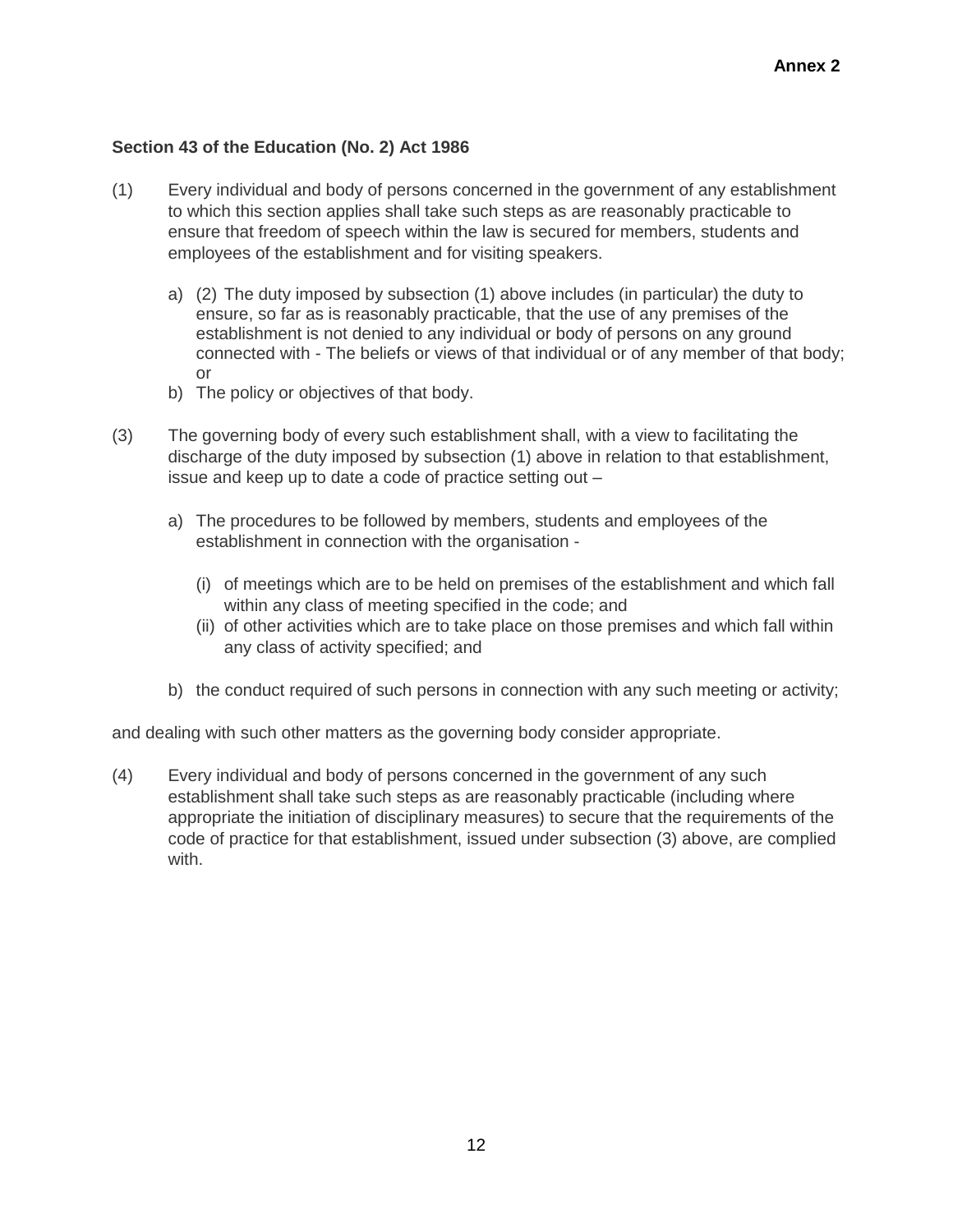**Annex 2**

**Section 43 of the Education (No. 2) Act 1986**

(1) Every individual and body of persons concerned in the government of any establishment to which this section applies shall take such steps as are reasonably practicable to ensure that freedom of speech within the law is secured for members, students and employees of the establishment and for visiting speakers.

a) (2) The duty imposed by subsection (1) above includes (in particular) the duty to ensure, so far as is reasonably practicable, that the use of any premises of the establishment is not denied to any individual or body of persons on any ground connected with - The beliefs or views of that individual or of any member of that body; or
b) The policy or objectives of that body.

(3) The governing body of every such establishment shall, with a view to facilitating the discharge of the duty imposed by subsection (1) above in relation to that establishment, issue and keep up to date a code of practice setting out –

a) The procedures to be followed by members, students and employees of the establishment in connection with the organisation -
   (i) of meetings which are to be held on premises of the establishment and which fall within any class of meeting specified in the code; and
   (ii) of other activities which are to take place on those premises and which fall within any class of activity specified; and
b) the conduct required of such persons in connection with any such meeting or activity;

and dealing with such other matters as the governing body consider appropriate.

(4) Every individual and body of persons concerned in the government of any such establishment shall take such steps as are reasonably practicable (including where appropriate the initiation of disciplinary measures) to secure that the requirements of the code of practice for that establishment, issued under subsection (3) above, are complied with.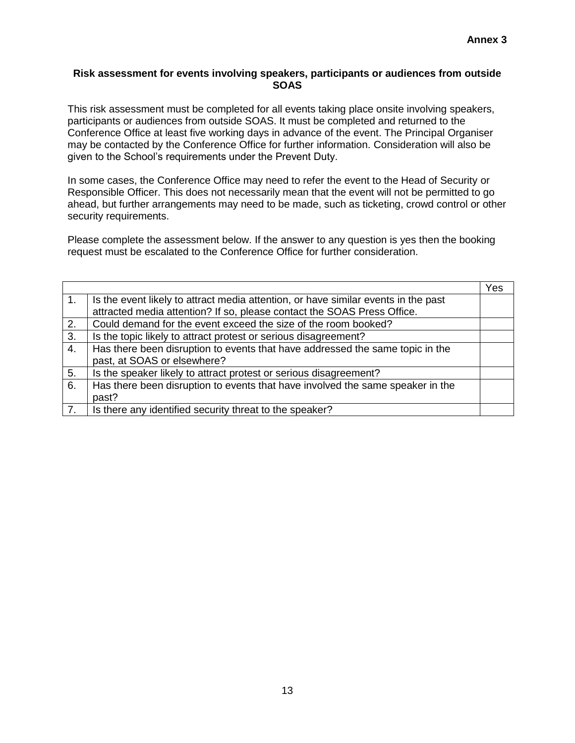**Annex 3**

**Risk assessment for events involving speakers, participants or audiences from outside SOAS**

This risk assessment must be completed for all events taking place onsite involving speakers, participants or audiences from outside SOAS. It must be completed and returned to the Conference Office at least five working days in advance of the event. The Principal Organiser may be contacted by the Conference Office for further information. Consideration will also be given to the School's requirements under the Prevent Duty.

In some cases, the Conference Office may need to refer the event to the Head of Security or Responsible Officer. This does not necessarily mean that the event will not be permitted to go ahead, but further arrangements may need to be made, such as ticketing, crowd control or other security requirements.

Please complete the assessment below. If the answer to any question is yes then the booking request must be escalated to the Conference Office for further consideration.

| | | Yes |
|---|---|---|
| 1. | Is the event likely to attract media attention, or have similar events in the past attracted media attention? If so, please contact the SOAS Press Office. | |
| 2. | Could demand for the event exceed the size of the room booked? | |
| 3. | Is the topic likely to attract protest or serious disagreement? | |
| 4. | Has there been disruption to events that have addressed the same topic in the past, at SOAS or elsewhere? | |
| 5. | Is the speaker likely to attract protest or serious disagreement? | |
| 6. | Has there been disruption to events that have involved the same speaker in the past? | |
| 7. | Is there any identified security threat to the speaker? | |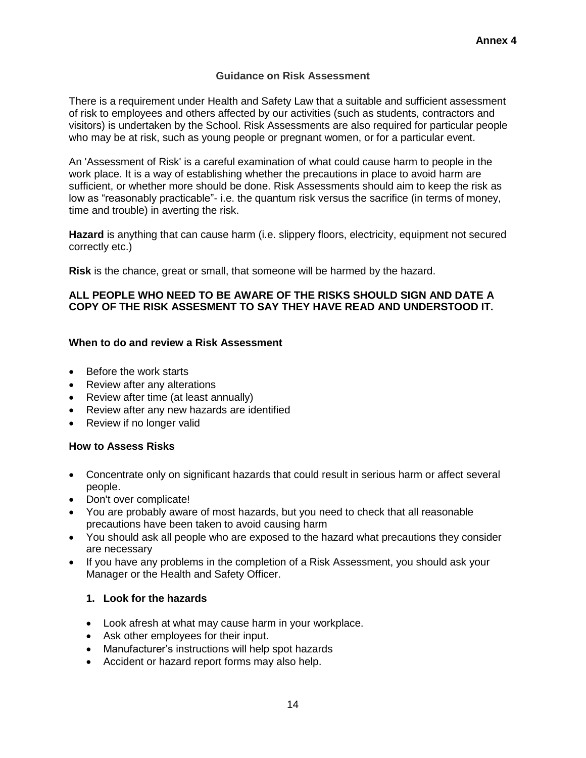**Annex 4**

## Guidance on Risk Assessment

There is a requirement under Health and Safety Law that a suitable and sufficient assessment of risk to employees and others affected by our activities (such as students, contractors and visitors) is undertaken by the School. Risk Assessments are also required for particular people who may be at risk, such as young people or pregnant women, or for a particular event.

An 'Assessment of Risk' is a careful examination of what could cause harm to people in the work place. It is a way of establishing whether the precautions in place to avoid harm are sufficient, or whether more should be done. Risk Assessments should aim to keep the risk as low as "reasonably practicable"- i.e. the quantum risk versus the sacrifice (in terms of money, time and trouble) in averting the risk.

**Hazard** is anything that can cause harm (i.e. slippery floors, electricity, equipment not secured correctly etc.)

**Risk** is the chance, great or small, that someone will be harmed by the hazard.

**ALL PEOPLE WHO NEED TO BE AWARE OF THE RISKS SHOULD SIGN AND DATE A COPY OF THE RISK ASSESMENT TO SAY THEY HAVE READ AND UNDERSTOOD IT.**

### When to do and review a Risk Assessment

- Before the work starts
- Review after any alterations
- Review after time (at least annually)
- Review after any new hazards are identified
- Review if no longer valid

### How to Assess Risks

- Concentrate only on significant hazards that could result in serious harm or affect several people.
- Don't over complicate!
- You are probably aware of most hazards, but you need to check that all reasonable precautions have been taken to avoid causing harm
- You should ask all people who are exposed to the hazard what precautions they consider are necessary
- If you have any problems in the completion of a Risk Assessment, you should ask your Manager or the Health and Safety Officer.

1. **Look for the hazards**

    - Look afresh at what may cause harm in your workplace.
    - Ask other employees for their input.
    - Manufacturer's instructions will help spot hazards
    - Accident or hazard report forms may also help.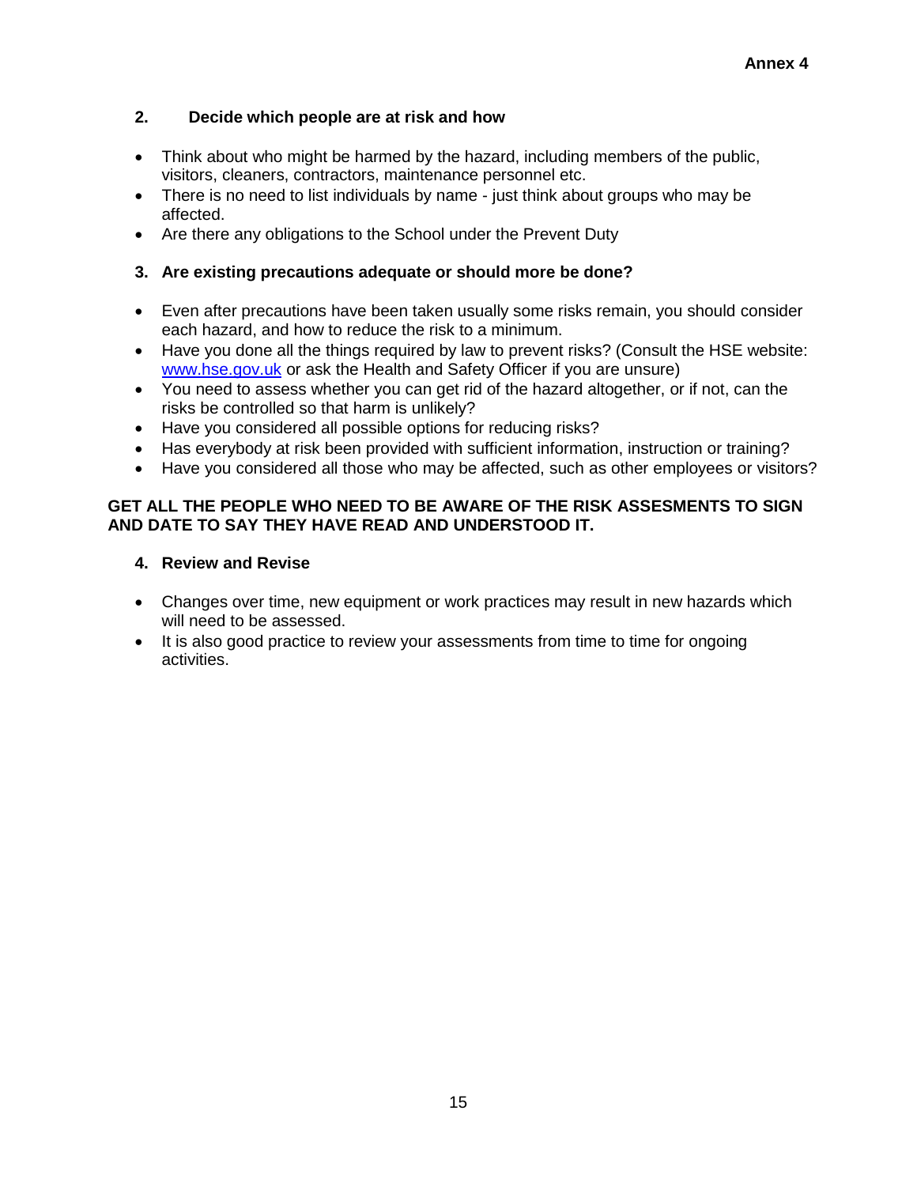**Annex 4**

## 2. Decide which people are at risk and how

- Think about who might be harmed by the hazard, including members of the public, visitors, cleaners, contractors, maintenance personnel etc.
- There is no need to list individuals by name - just think about groups who may be affected.
- Are there any obligations to the School under the Prevent Duty

## 3. Are existing precautions adequate or should more be done?

- Even after precautions have been taken usually some risks remain, you should consider each hazard, and how to reduce the risk to a minimum.
- Have you done all the things required by law to prevent risks? (Consult the HSE website: [www.hse.gov.uk](http://www.hse.gov.uk) or ask the Health and Safety Officer if you are unsure)
- You need to assess whether you can get rid of the hazard altogether, or if not, can the risks be controlled so that harm is unlikely?
- Have you considered all possible options for reducing risks?
- Has everybody at risk been provided with sufficient information, instruction or training?
- Have you considered all those who may be affected, such as other employees or visitors?

**GET ALL THE PEOPLE WHO NEED TO BE AWARE OF THE RISK ASSESMENTS TO SIGN AND DATE TO SAY THEY HAVE READ AND UNDERSTOOD IT.**

## 4. Review and Revise

- Changes over time, new equipment or work practices may result in new hazards which will need to be assessed.
- It is also good practice to review your assessments from time to time for ongoing activities.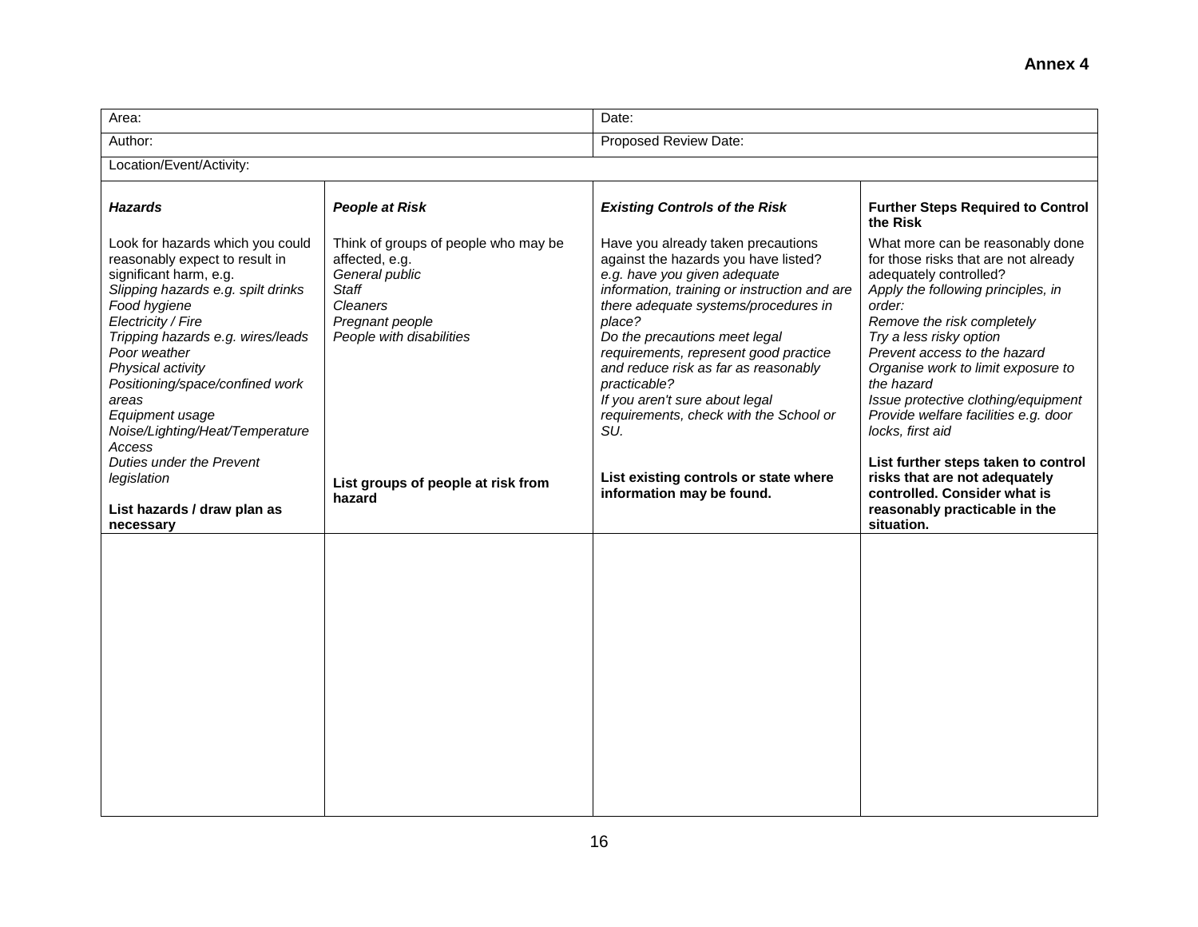**Annex 4**

| Area: | | Date: | |
|---|---|---|---|
| Author: | | Proposed Review Date: | |
| Location/Event/Activity: | | | |
| ***Hazards***<br><br>Look for hazards which you could reasonably expect to result in significant harm, e.g.<br>*Slipping hazards e.g. spilt drinks*<br>*Food hygiene*<br>*Electricity / Fire*<br>*Tripping hazards e.g. wires/leads*<br>*Poor weather*<br>*Physical activity*<br>*Positioning/space/confined work areas*<br>*Equipment usage*<br>*Noise/Lighting/Heat/Temperature*<br>*Access*<br>*Duties under the Prevent legislation*<br><br>**List hazards / draw plan as necessary** | ***People at Risk***<br><br>Think of groups of people who may be affected, e.g.<br>*General public*<br>*Staff*<br>*Cleaners*<br>*Pregnant people*<br>*People with disabilities*<br><br>**List groups of people at risk from hazard** | ***Existing Controls of the Risk***<br><br>Have you already taken precautions against the hazards you have listed?<br>*e.g. have you given adequate information, training or instruction and are there adequate systems/procedures in place?*<br>*Do the precautions meet legal requirements, represent good practice and reduce risk as far as reasonably practicable?*<br>*If you aren't sure about legal requirements, check with the School or SU.*<br><br>**List existing controls or state where information may be found.** | **Further Steps Required to Control the Risk**<br><br>What more can be reasonably done for those risks that are not already adequately controlled?<br>*Apply the following principles, in order:*<br>*Remove the risk completely*<br>*Try a less risky option*<br>*Prevent access to the hazard*<br>*Organise work to limit exposure to the hazard*<br>*Issue protective clothing/equipment*<br>*Provide welfare facilities e.g. door locks, first aid*<br><br>**List further steps taken to control risks that are not adequately controlled. Consider what is reasonably practicable in the situation.** |
| | | | |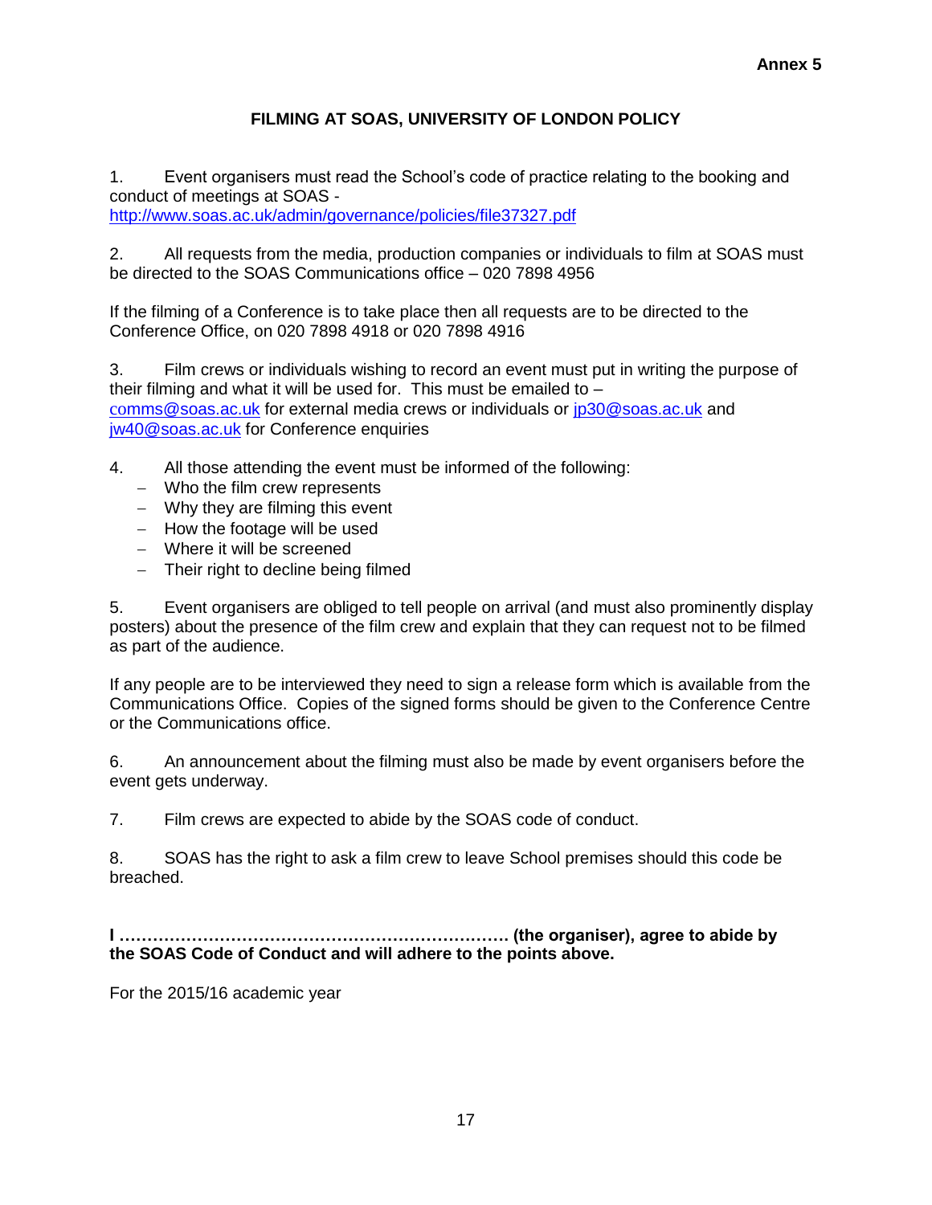**Annex 5**

# FILMING AT SOAS, UNIVERSITY OF LONDON POLICY

1. Event organisers must read the School's code of practice relating to the booking and conduct of meetings at SOAS - http://www.soas.ac.uk/admin/governance/policies/file37327.pdf

2. All requests from the media, production companies or individuals to film at SOAS must be directed to the SOAS Communications office – 020 7898 4956

If the filming of a Conference is to take place then all requests are to be directed to the Conference Office, on 020 7898 4918 or 020 7898 4916

3. Film crews or individuals wishing to record an event must put in writing the purpose of their filming and what it will be used for. This must be emailed to – comms@soas.ac.uk for external media crews or individuals or jp30@soas.ac.uk and jw40@soas.ac.uk for Conference enquiries

4. All those attending the event must be informed of the following:
   - Who the film crew represents
   - Why they are filming this event
   - How the footage will be used
   - Where it will be screened
   - Their right to decline being filmed

5. Event organisers are obliged to tell people on arrival (and must also prominently display posters) about the presence of the film crew and explain that they can request not to be filmed as part of the audience.

If any people are to be interviewed they need to sign a release form which is available from the Communications Office. Copies of the signed forms should be given to the Conference Centre or the Communications office.

6. An announcement about the filming must also be made by event organisers before the event gets underway.

7. Film crews are expected to abide by the SOAS code of conduct.

8. SOAS has the right to ask a film crew to leave School premises should this code be breached.

**I ……………………………………………………………. (the organiser), agree to abide by the SOAS Code of Conduct and will adhere to the points above.**

For the 2015/16 academic year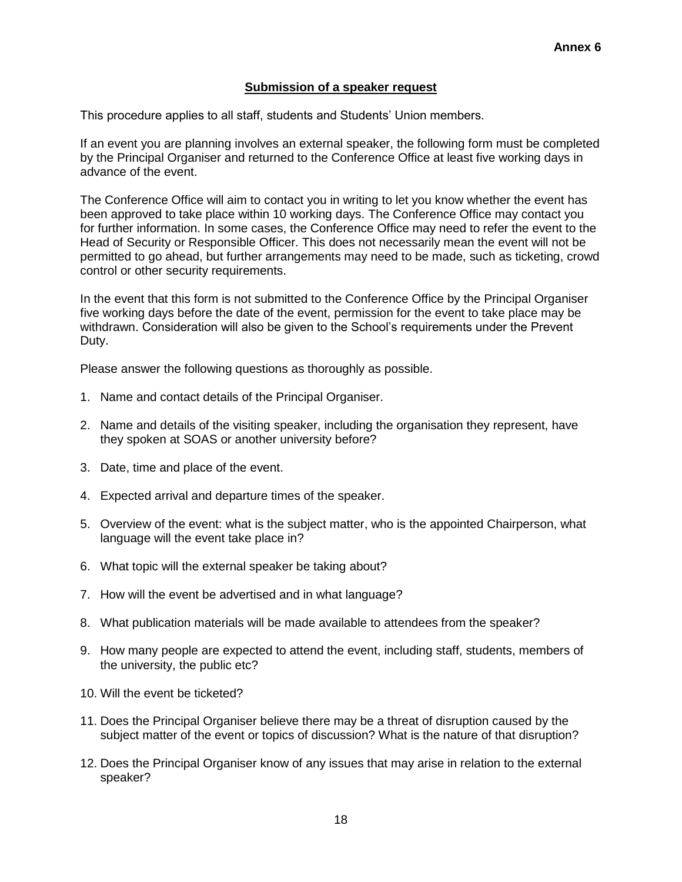**Annex 6**

## Submission of a speaker request

This procedure applies to all staff, students and Students' Union members.

If an event you are planning involves an external speaker, the following form must be completed by the Principal Organiser and returned to the Conference Office at least five working days in advance of the event.

The Conference Office will aim to contact you in writing to let you know whether the event has been approved to take place within 10 working days. The Conference Office may contact you for further information. In some cases, the Conference Office may need to refer the event to the Head of Security or Responsible Officer. This does not necessarily mean the event will not be permitted to go ahead, but further arrangements may need to be made, such as ticketing, crowd control or other security requirements.

In the event that this form is not submitted to the Conference Office by the Principal Organiser five working days before the date of the event, permission for the event to take place may be withdrawn. Consideration will also be given to the School's requirements under the Prevent Duty.

Please answer the following questions as thoroughly as possible.

1. Name and contact details of the Principal Organiser.
2. Name and details of the visiting speaker, including the organisation they represent, have they spoken at SOAS or another university before?
3. Date, time and place of the event.
4. Expected arrival and departure times of the speaker.
5. Overview of the event: what is the subject matter, who is the appointed Chairperson, what language will the event take place in?
6. What topic will the external speaker be taking about?
7. How will the event be advertised and in what language?
8. What publication materials will be made available to attendees from the speaker?
9. How many people are expected to attend the event, including staff, students, members of the university, the public etc?
10. Will the event be ticketed?
11. Does the Principal Organiser believe there may be a threat of disruption caused by the subject matter of the event or topics of discussion? What is the nature of that disruption?
12. Does the Principal Organiser know of any issues that may arise in relation to the external speaker?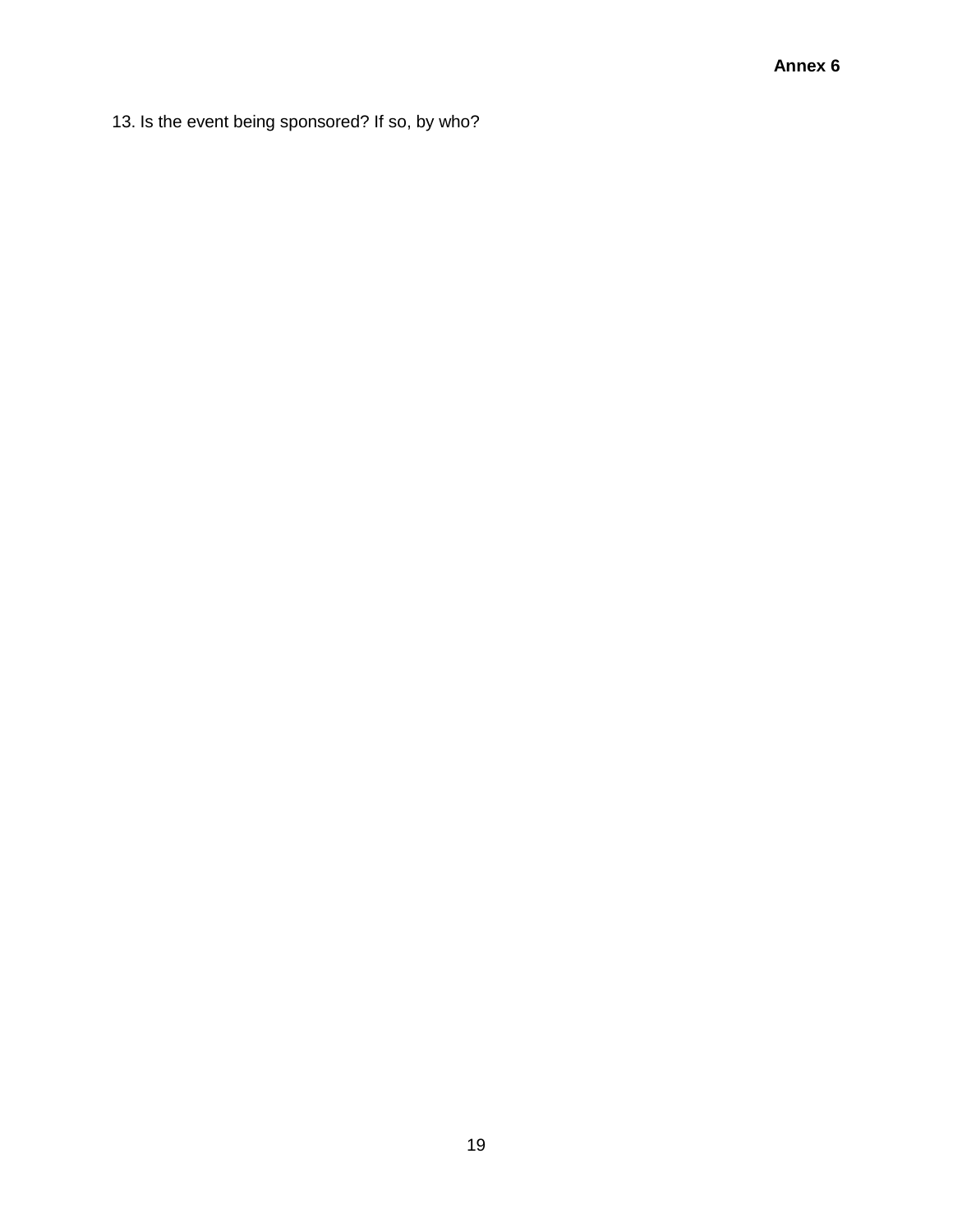13. Is the event being sponsored? If so, by who?